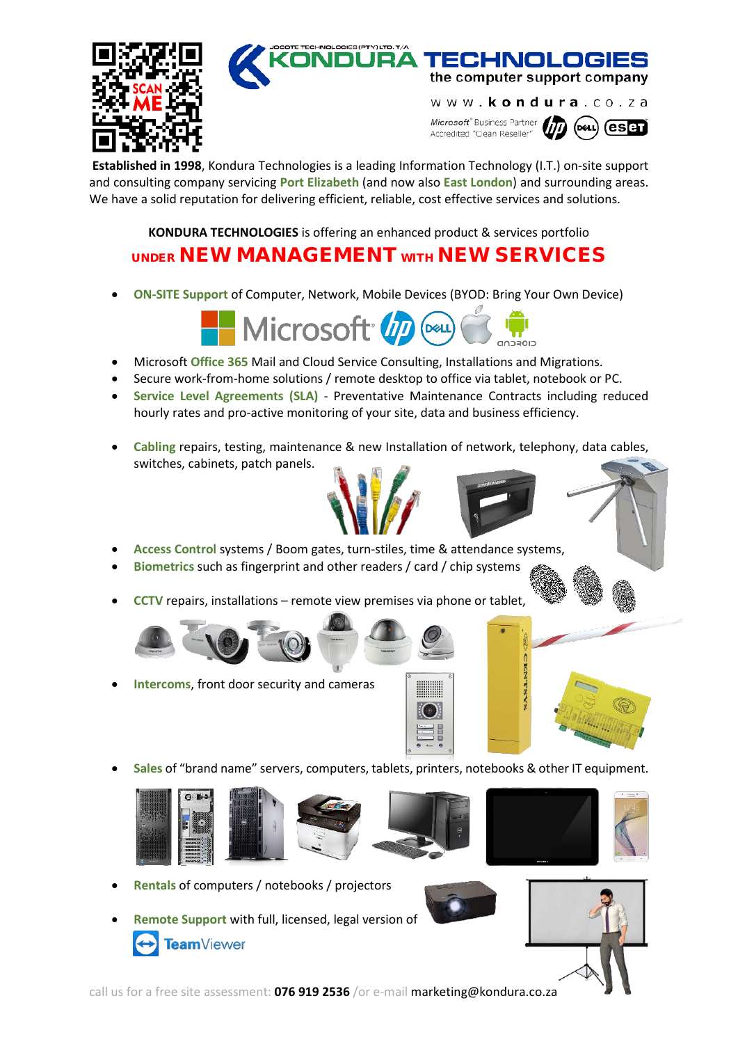SCAN ME

JOCOTE TECHNOLOGIES (PTY) LTD. T/A

# KONDURA TECHNOLOGIES

the computer support company

www.kondura.co.za

Microsoft® Business Partner
Accredited "Clean Reseller"

**Established in 1998**, Kondura Technologies is a leading Information Technology (I.T.) on-site support and consulting company servicing **Port Elizabeth** (and now also **East London**) and surrounding areas. We have a solid reputation for delivering efficient, reliable, cost effective services and solutions.

**KONDURA TECHNOLOGIES** is offering an enhanced product & services portfolio

## UNDER NEW MANAGEMENT WITH NEW SERVICES

- **ON-SITE Support** of Computer, Network, Mobile Devices (BYOD: Bring Your Own Device)
- Microsoft **Office 365** Mail and Cloud Service Consulting, Installations and Migrations.
- Secure work-from-home solutions / remote desktop to office via tablet, notebook or PC.
- **Service Level Agreements (SLA)** - Preventative Maintenance Contracts including reduced hourly rates and pro-active monitoring of your site, data and business efficiency.
- **Cabling** repairs, testing, maintenance & new Installation of network, telephony, data cables, switches, cabinets, patch panels.
- **Access Control** systems / Boom gates, turn-stiles, time & attendance systems,
- **Biometrics** such as fingerprint and other readers / card / chip systems
- **CCTV** repairs, installations – remote view premises via phone or tablet,
- **Intercoms**, front door security and cameras
- **Sales** of "brand name" servers, computers, tablets, printers, notebooks & other IT equipment.
- **Rentals** of computers / notebooks / projectors
- **Remote Support** with full, licensed, legal version of TeamViewer

call us for a free site assessment: **076 919 2536** /or e-mail marketing@kondura.co.za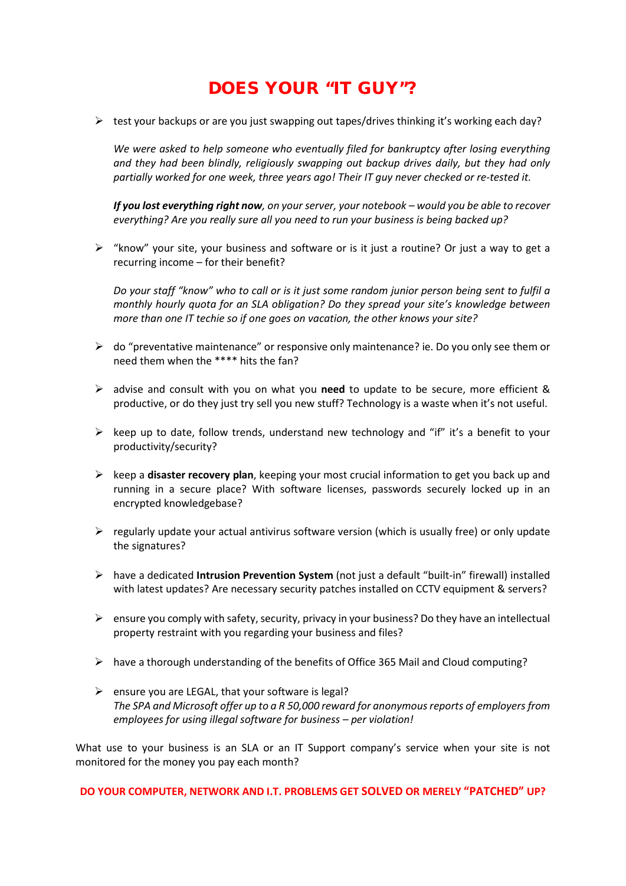# DOES YOUR "IT GUY"?

- test your backups or are you just swapping out tapes/drives thinking it's working each day?

  *We were asked to help someone who eventually filed for bankruptcy after losing everything and they had been blindly, religiously swapping out backup drives daily, but they had only partially worked for one week, three years ago! Their IT guy never checked or re-tested it.*

  ***If you lost everything right now****, on your server, your notebook – would you be able to recover everything? Are you really sure all you need to run your business is being backed up?*

- "know" your site, your business and software or is it just a routine? Or just a way to get a recurring income – for their benefit?

  *Do your staff "know" who to call or is it just some random junior person being sent to fulfil a monthly hourly quota for an SLA obligation? Do they spread your site's knowledge between more than one IT techie so if one goes on vacation, the other knows your site?*

- do "preventative maintenance" or responsive only maintenance? ie. Do you only see them or need them when the **** hits the fan?

- advise and consult with you on what you **need** to update to be secure, more efficient & productive, or do they just try sell you new stuff? Technology is a waste when it's not useful.

- keep up to date, follow trends, understand new technology and "if" it's a benefit to your productivity/security?

- keep a **disaster recovery plan**, keeping your most crucial information to get you back up and running in a secure place? With software licenses, passwords securely locked up in an encrypted knowledgebase?

- regularly update your actual antivirus software version (which is usually free) or only update the signatures?

- have a dedicated **Intrusion Prevention System** (not just a default "built-in" firewall) installed with latest updates? Are necessary security patches installed on CCTV equipment & servers?

- ensure you comply with safety, security, privacy in your business? Do they have an intellectual property restraint with you regarding your business and files?

- have a thorough understanding of the benefits of Office 365 Mail and Cloud computing?

- ensure you are LEGAL, that your software is legal?
  *The SPA and Microsoft offer up to a R 50,000 reward for anonymous reports of employers from employees for using illegal software for business – per violation!*

What use to your business is an SLA or an IT Support company's service when your site is not monitored for the money you pay each month?

**DO YOUR COMPUTER, NETWORK AND I.T. PROBLEMS GET SOLVED OR MERELY "PATCHED" UP?**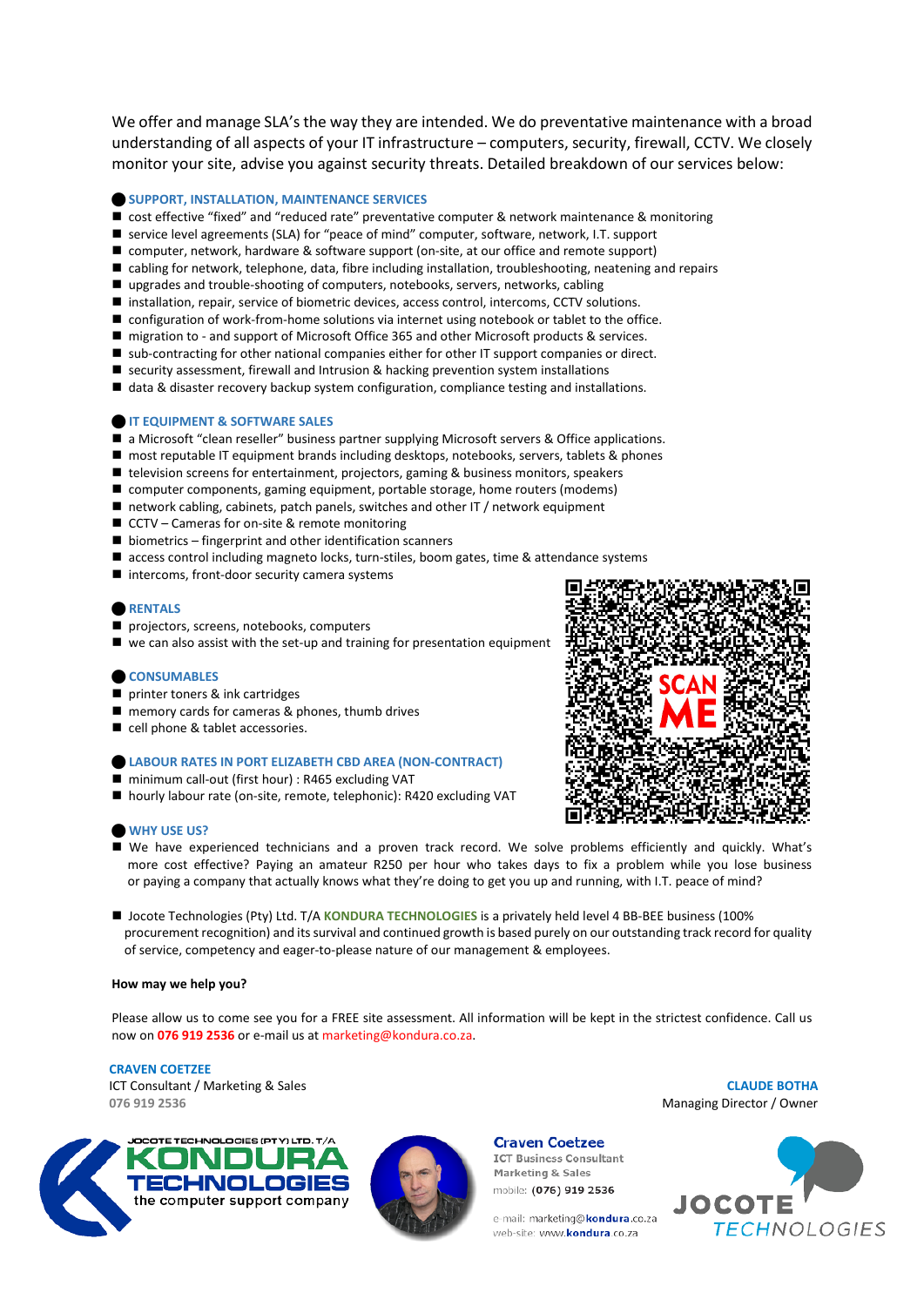We offer and manage SLA's the way they are intended. We do preventative maintenance with a broad understanding of all aspects of your IT infrastructure – computers, security, firewall, CCTV. We closely monitor your site, advise you against security threats. Detailed breakdown of our services below:

### SUPPORT, INSTALLATION, MAINTENANCE SERVICES

- cost effective "fixed" and "reduced rate" preventative computer & network maintenance & monitoring
- service level agreements (SLA) for "peace of mind" computer, software, network, I.T. support
- computer, network, hardware & software support (on-site, at our office and remote support)
- cabling for network, telephone, data, fibre including installation, troubleshooting, neatening and repairs
- upgrades and trouble-shooting of computers, notebooks, servers, networks, cabling
- installation, repair, service of biometric devices, access control, intercoms, CCTV solutions.
- configuration of work-from-home solutions via internet using notebook or tablet to the office.
- migration to - and support of Microsoft Office 365 and other Microsoft products & services.
- sub-contracting for other national companies either for other IT support companies or direct.
- security assessment, firewall and Intrusion & hacking prevention system installations
- data & disaster recovery backup system configuration, compliance testing and installations.

### IT EQUIPMENT & SOFTWARE SALES

- a Microsoft "clean reseller" business partner supplying Microsoft servers & Office applications.
- most reputable IT equipment brands including desktops, notebooks, servers, tablets & phones
- television screens for entertainment, projectors, gaming & business monitors, speakers
- computer components, gaming equipment, portable storage, home routers (modems)
- network cabling, cabinets, patch panels, switches and other IT / network equipment
- CCTV – Cameras for on-site & remote monitoring
- biometrics – fingerprint and other identification scanners
- access control including magneto locks, turn-stiles, boom gates, time & attendance systems
- intercoms, front-door security camera systems

### RENTALS

- projectors, screens, notebooks, computers
- we can also assist with the set-up and training for presentation equipment

### CONSUMABLES

- printer toners & ink cartridges
- memory cards for cameras & phones, thumb drives
- cell phone & tablet accessories.

SCAN ME

### LABOUR RATES IN PORT ELIZABETH CBD AREA (NON-CONTRACT)

- minimum call-out (first hour) : R465 excluding VAT
- hourly labour rate (on-site, remote, telephonic): R420 excluding VAT

### WHY USE US?

- We have experienced technicians and a proven track record. We solve problems efficiently and quickly. What's more cost effective? Paying an amateur R250 per hour who takes days to fix a problem while you lose business or paying a company that actually knows what they're doing to get you up and running, with I.T. peace of mind?

- Jocote Technologies (Pty) Ltd. T/A **KONDURA TECHNOLOGIES** is a privately held level 4 BB-BEE business (100% procurement recognition) and its survival and continued growth is based purely on our outstanding track record for quality of service, competency and eager-to-please nature of our management & employees.

**How may we help you?**

Please allow us to come see you for a FREE site assessment. All information will be kept in the strictest confidence. Call us now on **076 919 2536** or e-mail us at marketing@kondura.co.za.

**CRAVEN COETZEE**
ICT Consultant / Marketing & Sales
**076 919 2536**

**CLAUDE BOTHA**
Managing Director / Owner

JOCOTE TECHNOLOGIES (PTY) LTD. T/A
KONDURA TECHNOLOGIES
the computer support company

**Craven Coetzee**
ICT Business Consultant
Marketing & Sales
mobile: **(076) 919 2536**

e-mail: marketing@kondura.co.za
web-site: www.kondura.co.za

JOCOTE TECHNOLOGIES